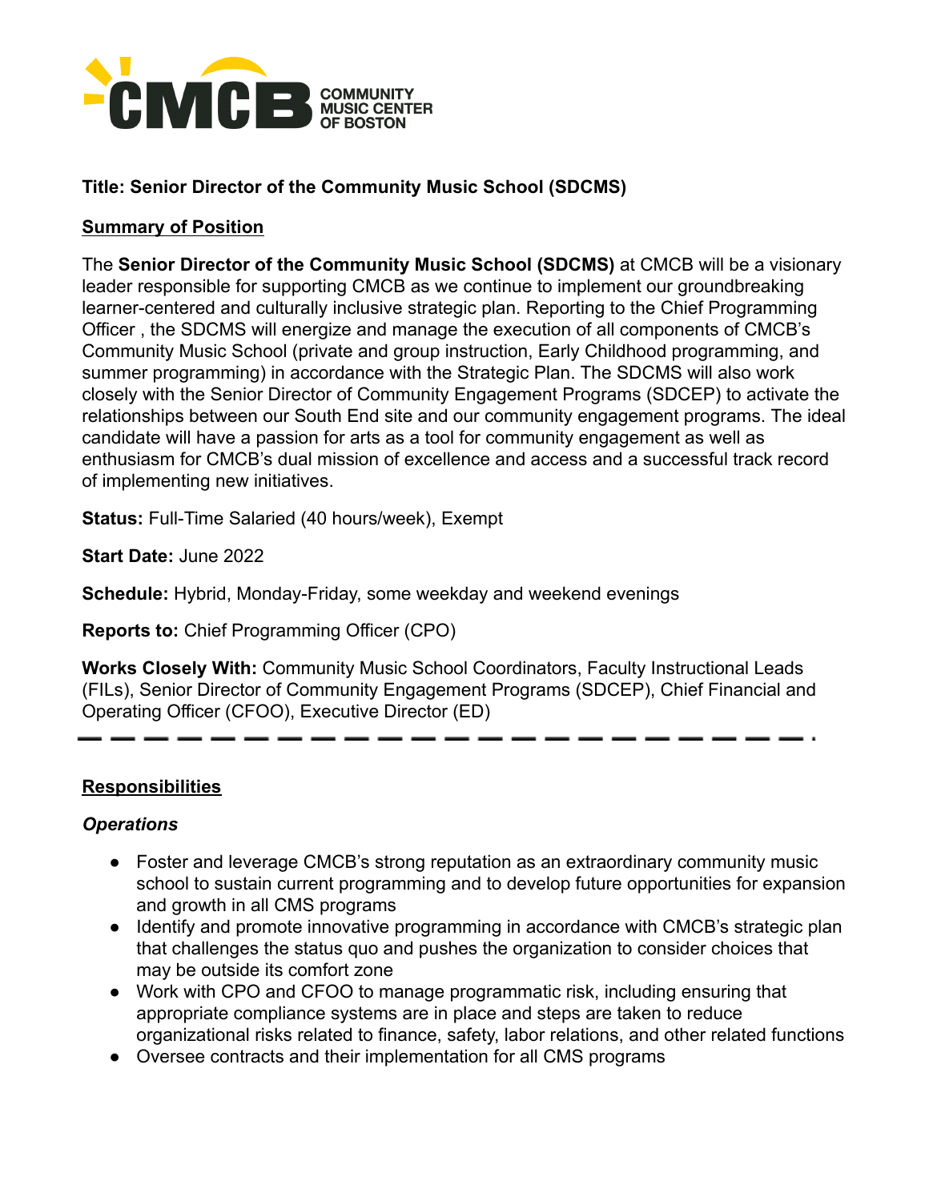CMCB COMMUNITY MUSIC CENTER OF BOSTON

**Title: Senior Director of the Community Music School (SDCMS)**

## Summary of Position

The **Senior Director of the Community Music School (SDCMS)** at CMCB will be a visionary leader responsible for supporting CMCB as we continue to implement our groundbreaking learner-centered and culturally inclusive strategic plan. Reporting to the Chief Programming Officer , the SDCMS will energize and manage the execution of all components of CMCB's Community Music School (private and group instruction, Early Childhood programming, and summer programming) in accordance with the Strategic Plan. The SDCMS will also work closely with the Senior Director of Community Engagement Programs (SDCEP) to activate the relationships between our South End site and our community engagement programs. The ideal candidate will have a passion for arts as a tool for community engagement as well as enthusiasm for CMCB's dual mission of excellence and access and a successful track record of implementing new initiatives.

**Status:** Full-Time Salaried (40 hours/week), Exempt

**Start Date:** June 2022

**Schedule:** Hybrid, Monday-Friday, some weekday and weekend evenings

**Reports to:** Chief Programming Officer (CPO)

**Works Closely With:** Community Music School Coordinators, Faculty Instructional Leads (FILs), Senior Director of Community Engagement Programs (SDCEP), Chief Financial and Operating Officer (CFOO), Executive Director (ED)

---

## Responsibilities

### *Operations*

- Foster and leverage CMCB's strong reputation as an extraordinary community music school to sustain current programming and to develop future opportunities for expansion and growth in all CMS programs
- Identify and promote innovative programming in accordance with CMCB's strategic plan that challenges the status quo and pushes the organization to consider choices that may be outside its comfort zone
- Work with CPO and CFOO to manage programmatic risk, including ensuring that appropriate compliance systems are in place and steps are taken to reduce organizational risks related to finance, safety, labor relations, and other related functions
- Oversee contracts and their implementation for all CMS programs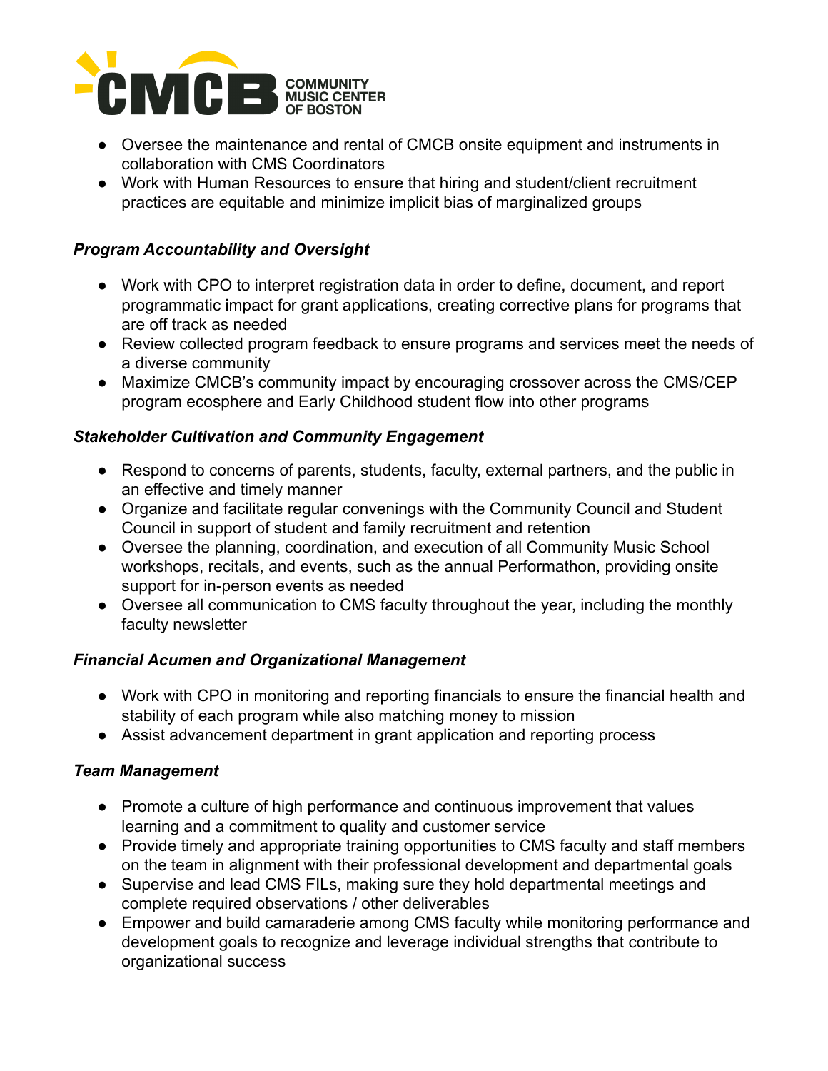- Oversee the maintenance and rental of CMCB onsite equipment and instruments in collaboration with CMS Coordinators
- Work with Human Resources to ensure that hiring and student/client recruitment practices are equitable and minimize implicit bias of marginalized groups

***Program Accountability and Oversight***

- Work with CPO to interpret registration data in order to define, document, and report programmatic impact for grant applications, creating corrective plans for programs that are off track as needed
- Review collected program feedback to ensure programs and services meet the needs of a diverse community
- Maximize CMCB's community impact by encouraging crossover across the CMS/CEP program ecosphere and Early Childhood student flow into other programs

***Stakeholder Cultivation and Community Engagement***

- Respond to concerns of parents, students, faculty, external partners, and the public in an effective and timely manner
- Organize and facilitate regular convenings with the Community Council and Student Council in support of student and family recruitment and retention
- Oversee the planning, coordination, and execution of all Community Music School workshops, recitals, and events, such as the annual Performathon, providing onsite support for in-person events as needed
- Oversee all communication to CMS faculty throughout the year, including the monthly faculty newsletter

***Financial Acumen and Organizational Management***

- Work with CPO in monitoring and reporting financials to ensure the financial health and stability of each program while also matching money to mission
- Assist advancement department in grant application and reporting process

***Team Management***

- Promote a culture of high performance and continuous improvement that values learning and a commitment to quality and customer service
- Provide timely and appropriate training opportunities to CMS faculty and staff members on the team in alignment with their professional development and departmental goals
- Supervise and lead CMS FILs, making sure they hold departmental meetings and complete required observations / other deliverables
- Empower and build camaraderie among CMS faculty while monitoring performance and development goals to recognize and leverage individual strengths that contribute to organizational success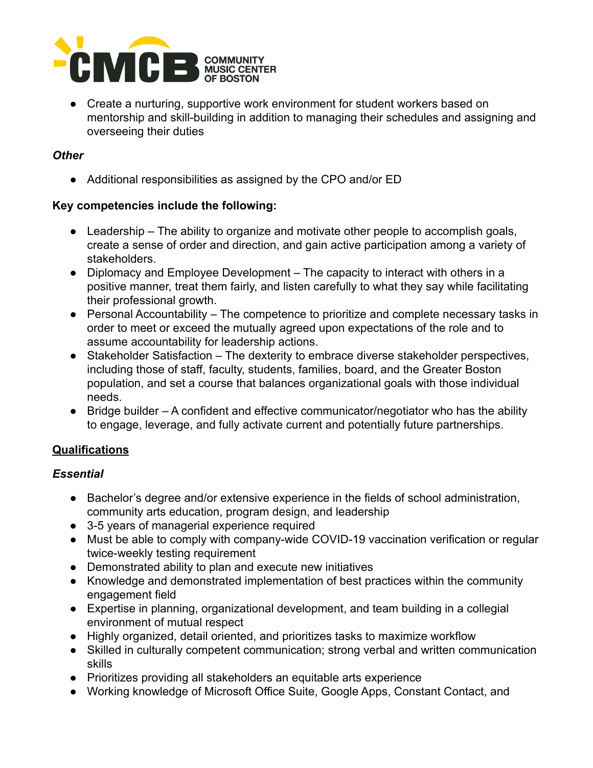- Create a nurturing, supportive work environment for student workers based on mentorship and skill-building in addition to managing their schedules and assigning and overseeing their duties

### *Other*

- Additional responsibilities as assigned by the CPO and/or ED

**Key competencies include the following:**

- Leadership – The ability to organize and motivate other people to accomplish goals, create a sense of order and direction, and gain active participation among a variety of stakeholders.
- Diplomacy and Employee Development – The capacity to interact with others in a positive manner, treat them fairly, and listen carefully to what they say while facilitating their professional growth.
- Personal Accountability – The competence to prioritize and complete necessary tasks in order to meet or exceed the mutually agreed upon expectations of the role and to assume accountability for leadership actions.
- Stakeholder Satisfaction – The dexterity to embrace diverse stakeholder perspectives, including those of staff, faculty, students, families, board, and the Greater Boston population, and set a course that balances organizational goals with those individual needs.
- Bridge builder – A confident and effective communicator/negotiator who has the ability to engage, leverage, and fully activate current and potentially future partnerships.

## Qualifications

### *Essential*

- Bachelor's degree and/or extensive experience in the fields of school administration, community arts education, program design, and leadership
- 3-5 years of managerial experience required
- Must be able to comply with company-wide COVID-19 vaccination verification or regular twice-weekly testing requirement
- Demonstrated ability to plan and execute new initiatives
- Knowledge and demonstrated implementation of best practices within the community engagement field
- Expertise in planning, organizational development, and team building in a collegial environment of mutual respect
- Highly organized, detail oriented, and prioritizes tasks to maximize workflow
- Skilled in culturally competent communication; strong verbal and written communication skills
- Prioritizes providing all stakeholders an equitable arts experience
- Working knowledge of Microsoft Office Suite, Google Apps, Constant Contact, and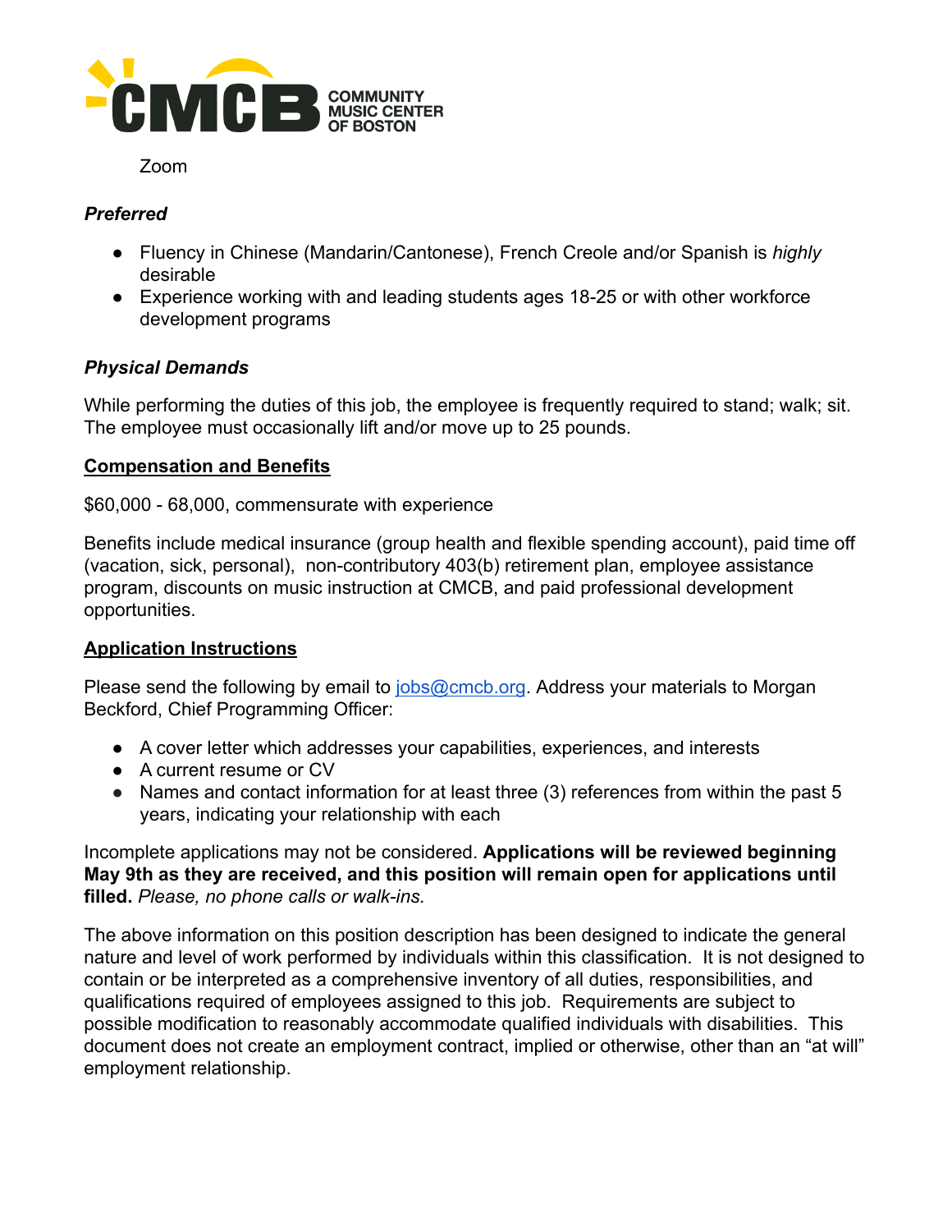Zoom

***Preferred***

- Fluency in Chinese (Mandarin/Cantonese), French Creole and/or Spanish is *highly* desirable
- Experience working with and leading students ages 18-25 or with other workforce development programs

***Physical Demands***

While performing the duties of this job, the employee is frequently required to stand; walk; sit. The employee must occasionally lift and/or move up to 25 pounds.

**Compensation and Benefits**

$60,000 - 68,000, commensurate with experience

Benefits include medical insurance (group health and flexible spending account), paid time off (vacation, sick, personal), non-contributory 403(b) retirement plan, employee assistance program, discounts on music instruction at CMCB, and paid professional development opportunities.

**Application Instructions**

Please send the following by email to jobs@cmcb.org. Address your materials to Morgan Beckford, Chief Programming Officer:

- A cover letter which addresses your capabilities, experiences, and interests
- A current resume or CV
- Names and contact information for at least three (3) references from within the past 5 years, indicating your relationship with each

Incomplete applications may not be considered. **Applications will be reviewed beginning May 9th as they are received, and this position will remain open for applications until filled.** *Please, no phone calls or walk-ins.*

The above information on this position description has been designed to indicate the general nature and level of work performed by individuals within this classification. It is not designed to contain or be interpreted as a comprehensive inventory of all duties, responsibilities, and qualifications required of employees assigned to this job. Requirements are subject to possible modification to reasonably accommodate qualified individuals with disabilities. This document does not create an employment contract, implied or otherwise, other than an "at will" employment relationship.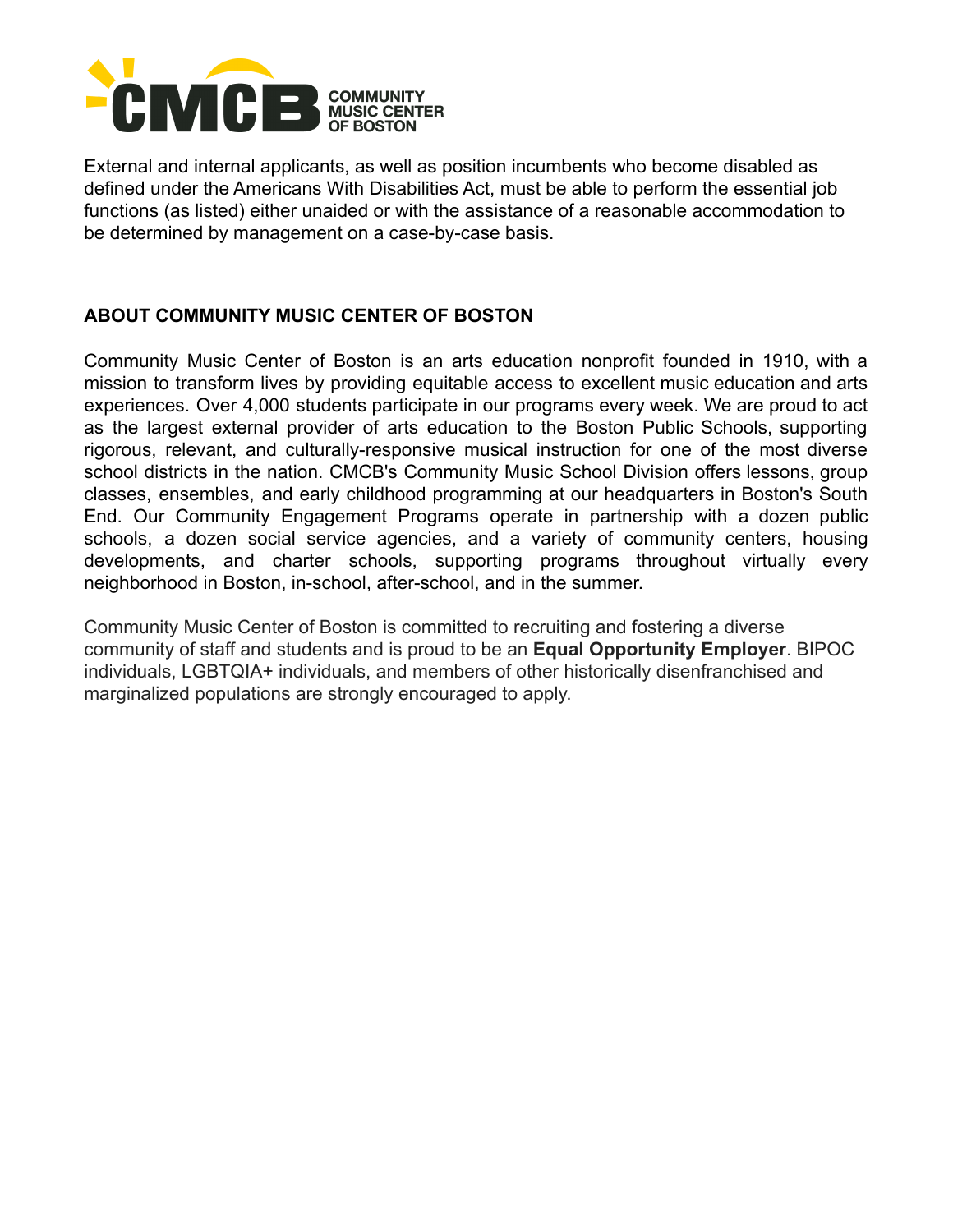External and internal applicants, as well as position incumbents who become disabled as defined under the Americans With Disabilities Act, must be able to perform the essential job functions (as listed) either unaided or with the assistance of a reasonable accommodation to be determined by management on a case-by-case basis.

## ABOUT COMMUNITY MUSIC CENTER OF BOSTON

Community Music Center of Boston is an arts education nonprofit founded in 1910, with a mission to transform lives by providing equitable access to excellent music education and arts experiences. Over 4,000 students participate in our programs every week. We are proud to act as the largest external provider of arts education to the Boston Public Schools, supporting rigorous, relevant, and culturally-responsive musical instruction for one of the most diverse school districts in the nation. CMCB's Community Music School Division offers lessons, group classes, ensembles, and early childhood programming at our headquarters in Boston's South End. Our Community Engagement Programs operate in partnership with a dozen public schools, a dozen social service agencies, and a variety of community centers, housing developments, and charter schools, supporting programs throughout virtually every neighborhood in Boston, in-school, after-school, and in the summer.

Community Music Center of Boston is committed to recruiting and fostering a diverse community of staff and students and is proud to be an **Equal Opportunity Employer**. BIPOC individuals, LGBTQIA+ individuals, and members of other historically disenfranchised and marginalized populations are strongly encouraged to apply.